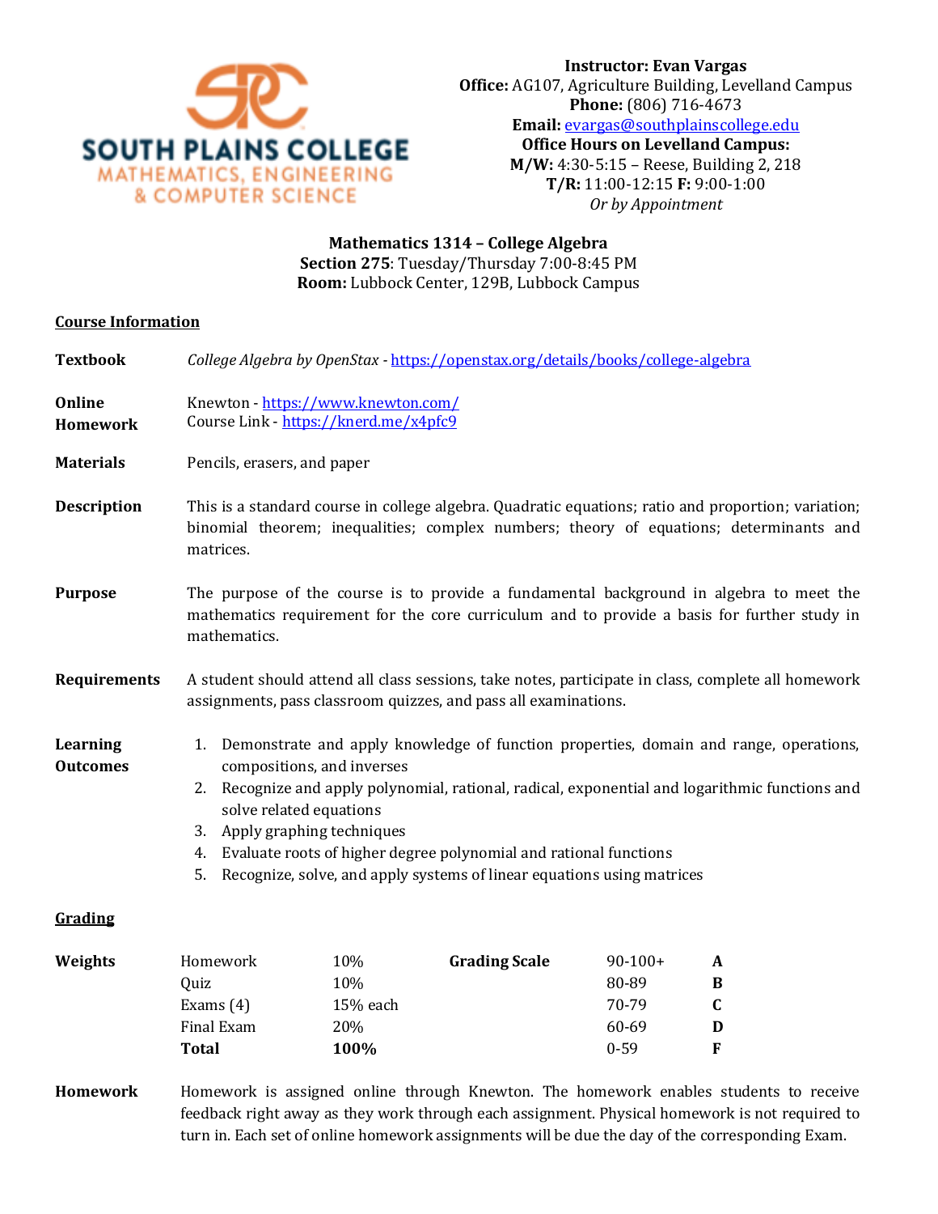SOUTH PLAINS COLLEGE
MATHEMATICS, ENGINEERING & COMPUTER SCIENCE

**Instructor: Evan Vargas**
**Office:** AG107, Agriculture Building, Levelland Campus
**Phone:** (806) 716-4673
**Email:** evargas@southplainscollege.edu
**Office Hours on Levelland Campus:**
**M/W:** 4:30-5:15 – Reese, Building 2, 218
**T/R:** 11:00-12:15 **F:** 9:00-1:00
*Or by Appointment*

**Mathematics 1314 – College Algebra**
**Section 275**: Tuesday/Thursday 7:00-8:45 PM
**Room:** Lubbock Center, 129B, Lubbock Campus

## Course Information

**Textbook** — *College Algebra by OpenStax* - https://openstax.org/details/books/college-algebra

**Online Homework** — Knewton - https://www.knewton.com/
Course Link - https://knerd.me/x4pfc9

**Materials** — Pencils, erasers, and paper

**Description** — This is a standard course in college algebra. Quadratic equations; ratio and proportion; variation; binomial theorem; inequalities; complex numbers; theory of equations; determinants and matrices.

**Purpose** — The purpose of the course is to provide a fundamental background in algebra to meet the mathematics requirement for the core curriculum and to provide a basis for further study in mathematics.

**Requirements** — A student should attend all class sessions, take notes, participate in class, complete all homework assignments, pass classroom quizzes, and pass all examinations.

**Learning Outcomes**

1. Demonstrate and apply knowledge of function properties, domain and range, operations, compositions, and inverses
2. Recognize and apply polynomial, rational, radical, exponential and logarithmic functions and solve related equations
3. Apply graphing techniques
4. Evaluate roots of higher degree polynomial and rational functions
5. Recognize, solve, and apply systems of linear equations using matrices

## Grading

**Weights**

| Category | Weight |
|---|---|
| Homework | 10% |
| Quiz | 10% |
| Exams (4) | 15% each |
| Final Exam | 20% |
| **Total** | **100%** |

**Grading Scale**

| Score | Grade |
|---|---|
| 90-100+ | **A** |
| 80-89 | **B** |
| 70-79 | **C** |
| 60-69 | **D** |
| 0-59 | **F** |

**Homework** — Homework is assigned online through Knewton. The homework enables students to receive feedback right away as they work through each assignment. Physical homework is not required to turn in. Each set of online homework assignments will be due the day of the corresponding Exam.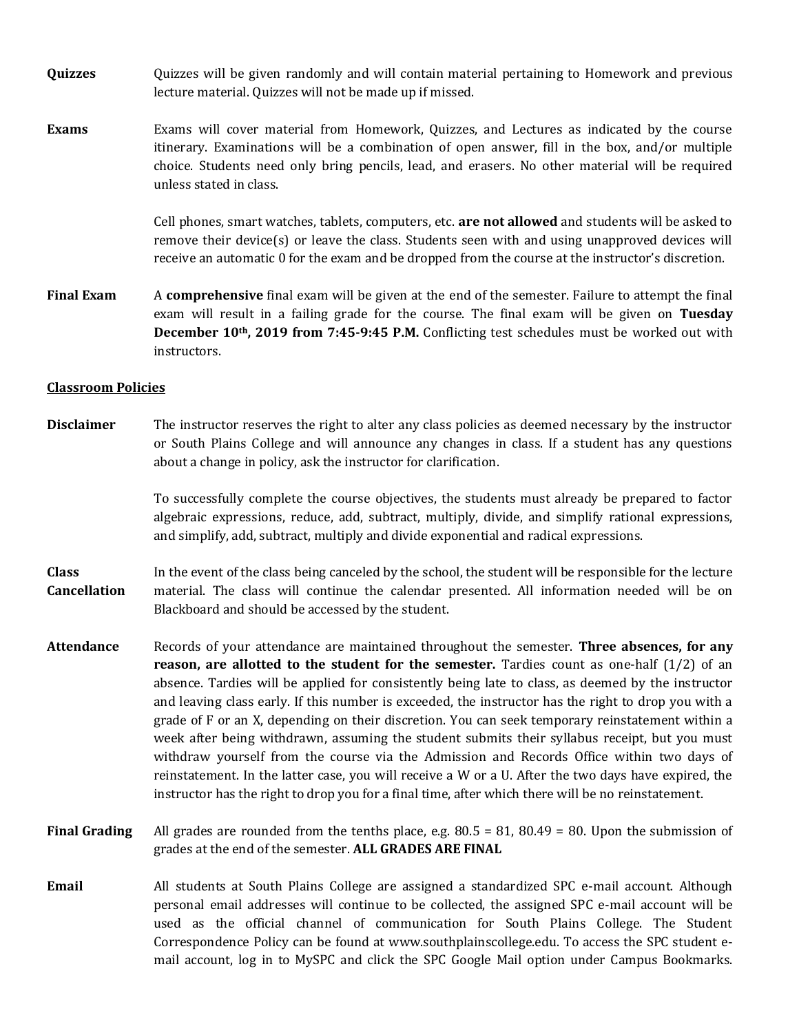**Quizzes** Quizzes will be given randomly and will contain material pertaining to Homework and previous lecture material. Quizzes will not be made up if missed.

**Exams** Exams will cover material from Homework, Quizzes, and Lectures as indicated by the course itinerary. Examinations will be a combination of open answer, fill in the box, and/or multiple choice. Students need only bring pencils, lead, and erasers. No other material will be required unless stated in class.

Cell phones, smart watches, tablets, computers, etc. **are not allowed** and students will be asked to remove their device(s) or leave the class. Students seen with and using unapproved devices will receive an automatic 0 for the exam and be dropped from the course at the instructor's discretion.

**Final Exam** A **comprehensive** final exam will be given at the end of the semester. Failure to attempt the final exam will result in a failing grade for the course. The final exam will be given on **Tuesday December 10th, 2019 from 7:45-9:45 P.M.** Conflicting test schedules must be worked out with instructors.

## Classroom Policies

**Disclaimer** The instructor reserves the right to alter any class policies as deemed necessary by the instructor or South Plains College and will announce any changes in class. If a student has any questions about a change in policy, ask the instructor for clarification.

To successfully complete the course objectives, the students must already be prepared to factor algebraic expressions, reduce, add, subtract, multiply, divide, and simplify rational expressions, and simplify, add, subtract, multiply and divide exponential and radical expressions.

**Class Cancellation** In the event of the class being canceled by the school, the student will be responsible for the lecture material. The class will continue the calendar presented. All information needed will be on Blackboard and should be accessed by the student.

**Attendance** Records of your attendance are maintained throughout the semester. **Three absences, for any reason, are allotted to the student for the semester.** Tardies count as one-half (1/2) of an absence. Tardies will be applied for consistently being late to class, as deemed by the instructor and leaving class early. If this number is exceeded, the instructor has the right to drop you with a grade of F or an X, depending on their discretion. You can seek temporary reinstatement within a week after being withdrawn, assuming the student submits their syllabus receipt, but you must withdraw yourself from the course via the Admission and Records Office within two days of reinstatement. In the latter case, you will receive a W or a U. After the two days have expired, the instructor has the right to drop you for a final time, after which there will be no reinstatement.

**Final Grading** All grades are rounded from the tenths place, e.g. 80.5 = 81, 80.49 = 80. Upon the submission of grades at the end of the semester. **ALL GRADES ARE FINAL**

**Email** All students at South Plains College are assigned a standardized SPC e-mail account. Although personal email addresses will continue to be collected, the assigned SPC e-mail account will be used as the official channel of communication for South Plains College. The Student Correspondence Policy can be found at www.southplainscollege.edu. To access the SPC student e-mail account, log in to MySPC and click the SPC Google Mail option under Campus Bookmarks.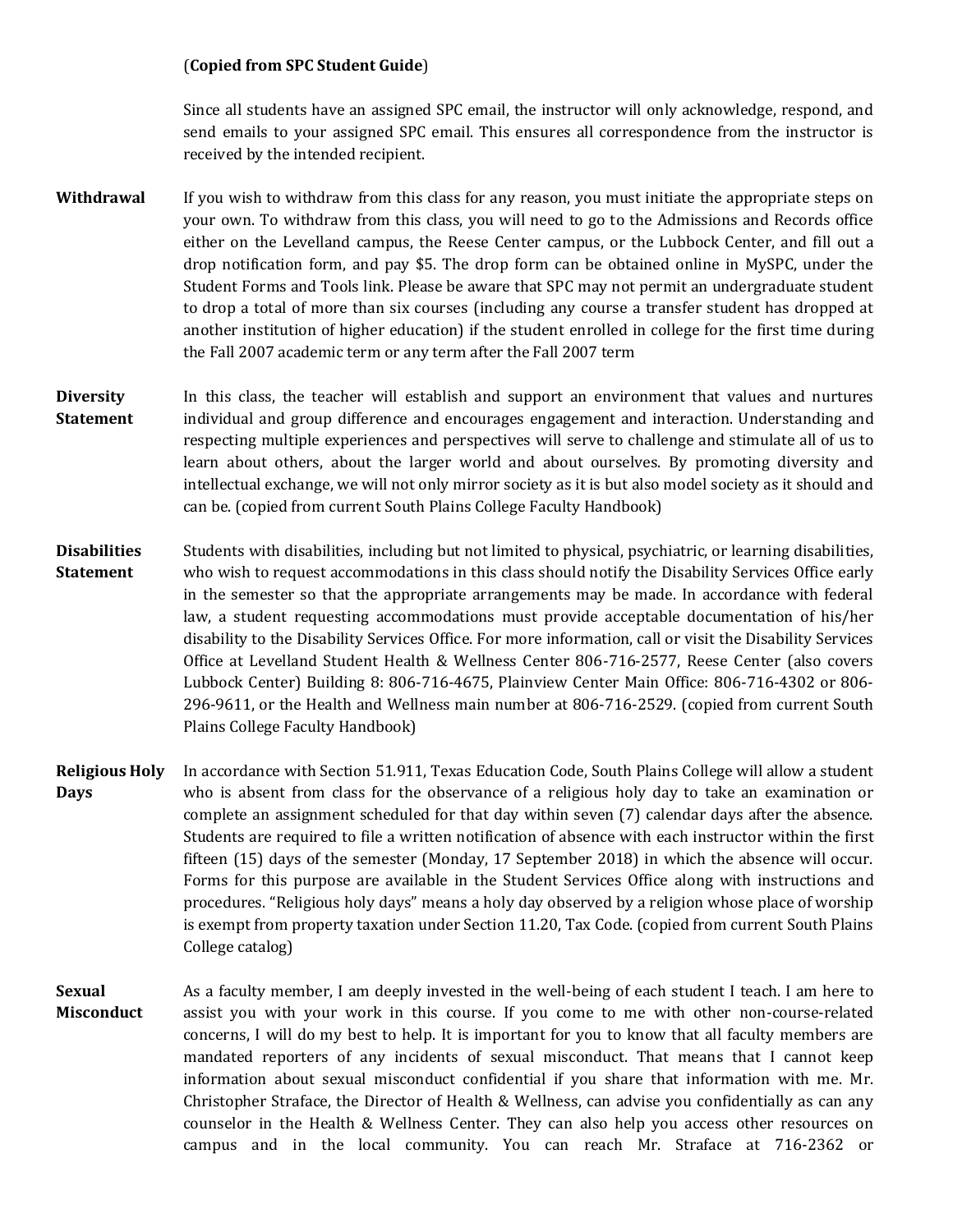(**Copied from SPC Student Guide**)

Since all students have an assigned SPC email, the instructor will only acknowledge, respond, and send emails to your assigned SPC email. This ensures all correspondence from the instructor is received by the intended recipient.

**Withdrawal**

If you wish to withdraw from this class for any reason, you must initiate the appropriate steps on your own. To withdraw from this class, you will need to go to the Admissions and Records office either on the Levelland campus, the Reese Center campus, or the Lubbock Center, and fill out a drop notification form, and pay $5. The drop form can be obtained online in MySPC, under the Student Forms and Tools link. Please be aware that SPC may not permit an undergraduate student to drop a total of more than six courses (including any course a transfer student has dropped at another institution of higher education) if the student enrolled in college for the first time during the Fall 2007 academic term or any term after the Fall 2007 term

**Diversity Statement**

In this class, the teacher will establish and support an environment that values and nurtures individual and group difference and encourages engagement and interaction. Understanding and respecting multiple experiences and perspectives will serve to challenge and stimulate all of us to learn about others, about the larger world and about ourselves. By promoting diversity and intellectual exchange, we will not only mirror society as it is but also model society as it should and can be. (copied from current South Plains College Faculty Handbook)

**Disabilities Statement**

Students with disabilities, including but not limited to physical, psychiatric, or learning disabilities, who wish to request accommodations in this class should notify the Disability Services Office early in the semester so that the appropriate arrangements may be made. In accordance with federal law, a student requesting accommodations must provide acceptable documentation of his/her disability to the Disability Services Office. For more information, call or visit the Disability Services Office at Levelland Student Health & Wellness Center 806-716-2577, Reese Center (also covers Lubbock Center) Building 8: 806-716-4675, Plainview Center Main Office: 806-716-4302 or 806-296-9611, or the Health and Wellness main number at 806-716-2529. (copied from current South Plains College Faculty Handbook)

**Religious Holy Days**

In accordance with Section 51.911, Texas Education Code, South Plains College will allow a student who is absent from class for the observance of a religious holy day to take an examination or complete an assignment scheduled for that day within seven (7) calendar days after the absence. Students are required to file a written notification of absence with each instructor within the first fifteen (15) days of the semester (Monday, 17 September 2018) in which the absence will occur. Forms for this purpose are available in the Student Services Office along with instructions and procedures. "Religious holy days" means a holy day observed by a religion whose place of worship is exempt from property taxation under Section 11.20, Tax Code. (copied from current South Plains College catalog)

**Sexual Misconduct**

As a faculty member, I am deeply invested in the well-being of each student I teach. I am here to assist you with your work in this course. If you come to me with other non-course-related concerns, I will do my best to help. It is important for you to know that all faculty members are mandated reporters of any incidents of sexual misconduct. That means that I cannot keep information about sexual misconduct confidential if you share that information with me. Mr. Christopher Straface, the Director of Health & Wellness, can advise you confidentially as can any counselor in the Health & Wellness Center. They can also help you access other resources on campus and in the local community. You can reach Mr. Straface at 716-2362 or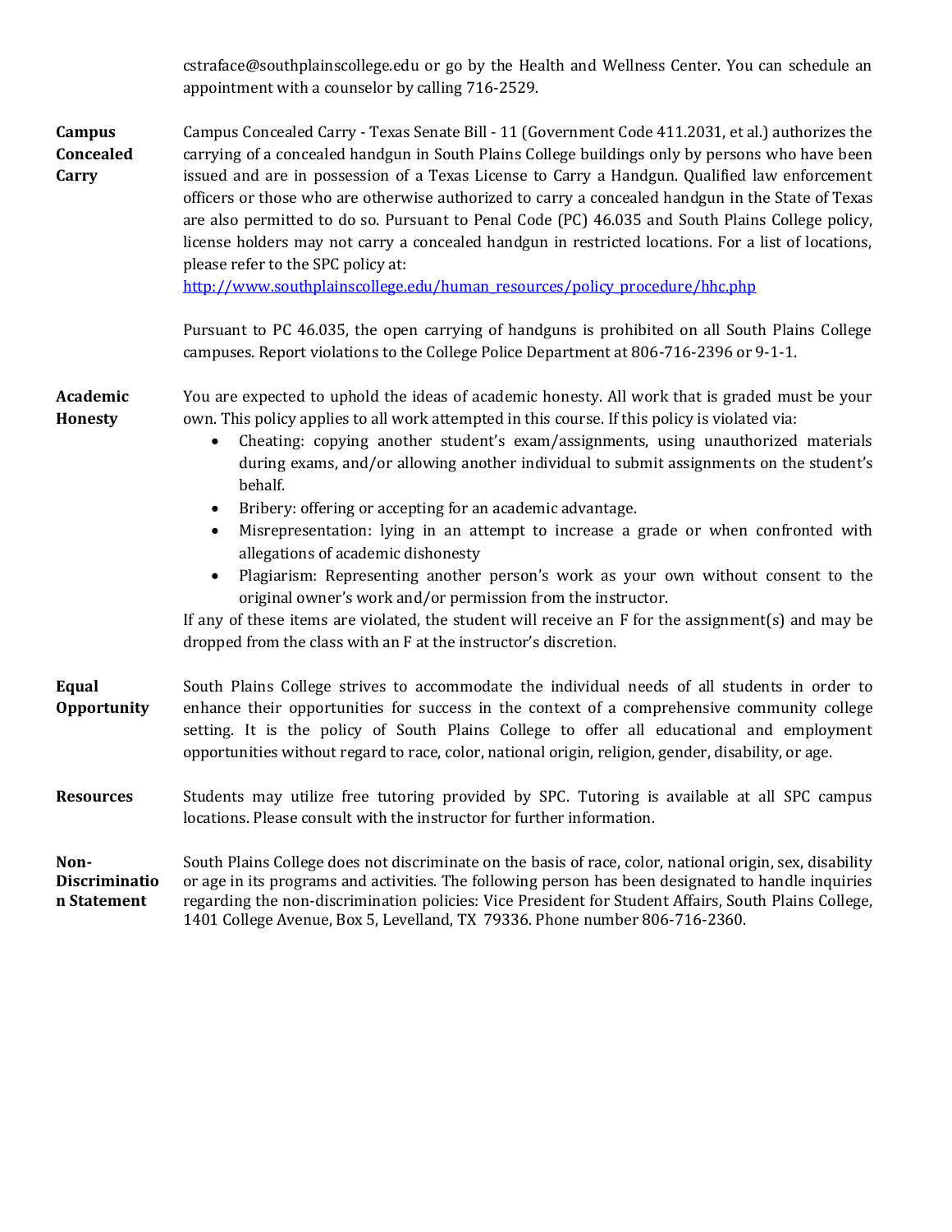cstraface@southplainscollege.edu or go by the Health and Wellness Center. You can schedule an appointment with a counselor by calling 716-2529.

**Campus Concealed Carry**

Campus Concealed Carry - Texas Senate Bill - 11 (Government Code 411.2031, et al.) authorizes the carrying of a concealed handgun in South Plains College buildings only by persons who have been issued and are in possession of a Texas License to Carry a Handgun. Qualified law enforcement officers or those who are otherwise authorized to carry a concealed handgun in the State of Texas are also permitted to do so. Pursuant to Penal Code (PC) 46.035 and South Plains College policy, license holders may not carry a concealed handgun in restricted locations. For a list of locations, please refer to the SPC policy at:
[http://www.southplainscollege.edu/human_resources/policy_procedure/hhc.php](http://www.southplainscollege.edu/human_resources/policy_procedure/hhc.php)

Pursuant to PC 46.035, the open carrying of handguns is prohibited on all South Plains College campuses. Report violations to the College Police Department at 806-716-2396 or 9-1-1.

**Academic Honesty**

You are expected to uphold the ideas of academic honesty. All work that is graded must be your own. This policy applies to all work attempted in this course. If this policy is violated via:

- Cheating: copying another student's exam/assignments, using unauthorized materials during exams, and/or allowing another individual to submit assignments on the student's behalf.
- Bribery: offering or accepting for an academic advantage.
- Misrepresentation: lying in an attempt to increase a grade or when confronted with allegations of academic dishonesty
- Plagiarism: Representing another person's work as your own without consent to the original owner's work and/or permission from the instructor.

If any of these items are violated, the student will receive an F for the assignment(s) and may be dropped from the class with an F at the instructor's discretion.

**Equal Opportunity**

South Plains College strives to accommodate the individual needs of all students in order to enhance their opportunities for success in the context of a comprehensive community college setting. It is the policy of South Plains College to offer all educational and employment opportunities without regard to race, color, national origin, religion, gender, disability, or age.

**Resources**

Students may utilize free tutoring provided by SPC. Tutoring is available at all SPC campus locations. Please consult with the instructor for further information.

**Non-Discrimination Statement**

South Plains College does not discriminate on the basis of race, color, national origin, sex, disability or age in its programs and activities. The following person has been designated to handle inquiries regarding the non-discrimination policies: Vice President for Student Affairs, South Plains College, 1401 College Avenue, Box 5, Levelland, TX 79336. Phone number 806-716-2360.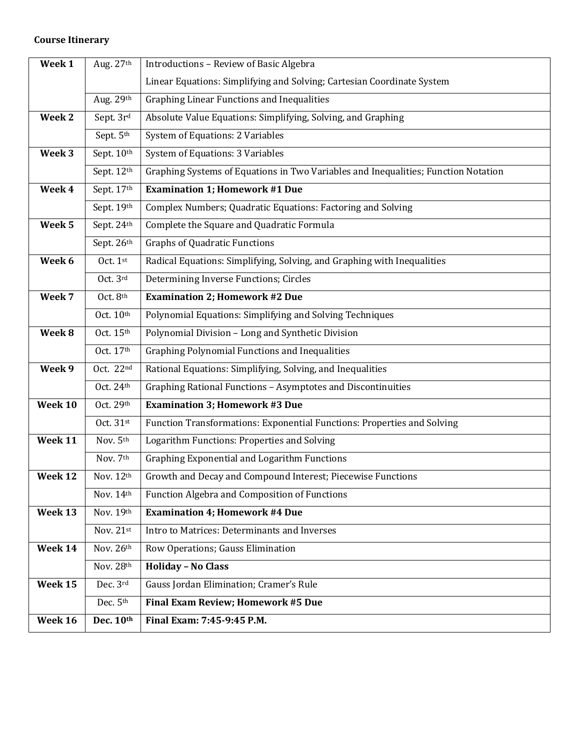**Course Itinerary**

| | | |
|---|---|---|
| **Week 1** | Aug. 27th | Introductions – Review of Basic Algebra<br>Linear Equations: Simplifying and Solving; Cartesian Coordinate System |
| | Aug. 29th | Graphing Linear Functions and Inequalities |
| **Week 2** | Sept. 3rd | Absolute Value Equations: Simplifying, Solving, and Graphing |
| | Sept. 5th | System of Equations: 2 Variables |
| **Week 3** | Sept. 10th | System of Equations: 3 Variables |
| | Sept. 12th | Graphing Systems of Equations in Two Variables and Inequalities; Function Notation |
| **Week 4** | Sept. 17th | **Examination 1; Homework #1 Due** |
| | Sept. 19th | Complex Numbers; Quadratic Equations: Factoring and Solving |
| **Week 5** | Sept. 24th | Complete the Square and Quadratic Formula |
| | Sept. 26th | Graphs of Quadratic Functions |
| **Week 6** | Oct. 1st | Radical Equations: Simplifying, Solving, and Graphing with Inequalities |
| | Oct. 3rd | Determining Inverse Functions; Circles |
| **Week 7** | Oct. 8th | **Examination 2; Homework #2 Due** |
| | Oct. 10th | Polynomial Equations: Simplifying and Solving Techniques |
| **Week 8** | Oct. 15th | Polynomial Division – Long and Synthetic Division |
| | Oct. 17th | Graphing Polynomial Functions and Inequalities |
| **Week 9** | Oct. 22nd | Rational Equations: Simplifying, Solving, and Inequalities |
| | Oct. 24th | Graphing Rational Functions – Asymptotes and Discontinuities |
| **Week 10** | Oct. 29th | **Examination 3; Homework #3 Due** |
| | Oct. 31st | Function Transformations: Exponential Functions: Properties and Solving |
| **Week 11** | Nov. 5th | Logarithm Functions: Properties and Solving |
| | Nov. 7th | Graphing Exponential and Logarithm Functions |
| **Week 12** | Nov. 12th | Growth and Decay and Compound Interest; Piecewise Functions |
| | Nov. 14th | Function Algebra and Composition of Functions |
| **Week 13** | Nov. 19th | **Examination 4; Homework #4 Due** |
| | Nov. 21st | Intro to Matrices: Determinants and Inverses |
| **Week 14** | Nov. 26th | Row Operations; Gauss Elimination |
| | Nov. 28th | **Holiday – No Class** |
| **Week 15** | Dec. 3rd | Gauss Jordan Elimination; Cramer's Rule |
| | Dec. 5th | **Final Exam Review; Homework #5 Due** |
| **Week 16** | **Dec. 10th** | **Final Exam: 7:45-9:45 P.M.** |